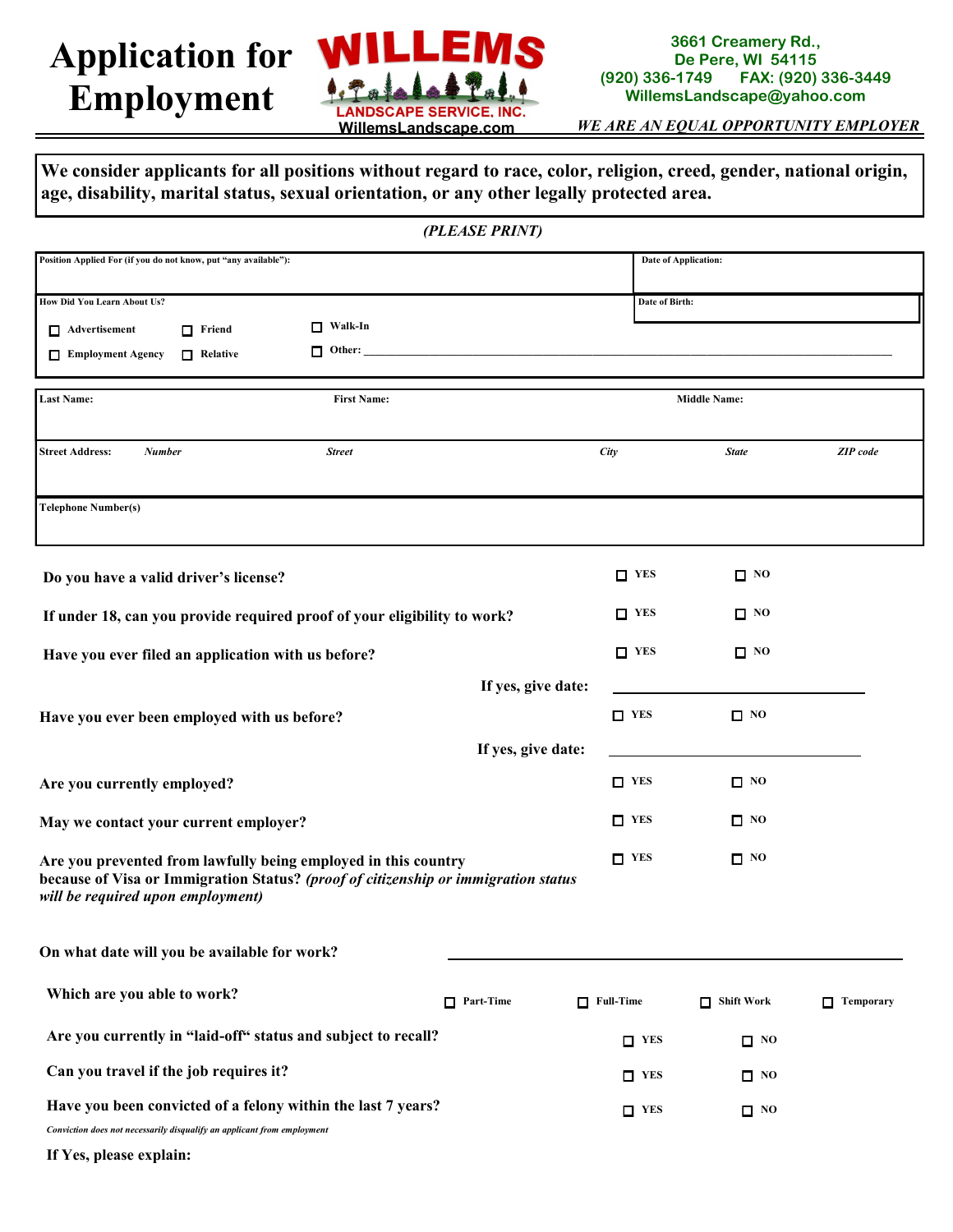# Application for Employment

**WILLEMS**
LANDSCAPE SERVICE, INC.
WillemsLandscape.com

3661 Creamery Rd.,
De Pere, WI 54115
(920) 336-1749 FAX: (920) 336-3449
WillemsLandscape@yahoo.com

*WE ARE AN EQUAL OPPORTUNITY EMPLOYER*

**We consider applicants for all positions without regard to race, color, religion, creed, gender, national origin, age, disability, marital status, sexual orientation, or any other legally protected area.**

*(PLEASE PRINT)*

| Position Applied For (if you do not know, put "any available"): | Date of Application: |
|---|---|
| How Did You Learn About Us? ☐ Advertisement ☐ Friend ☐ Walk-In ☐ Employment Agency ☐ Relative ☐ Other: ______ | Date of Birth: |

| Last Name: | First Name: | Middle Name: |
|---|---|---|
| | | |

| Street Address: Number | Street | City | State | ZIP code |
|---|---|---|---|---|
| | | | | |

| Telephone Number(s) |
|---|
| |

**Do you have a valid driver's license?** ☐ YES ☐ NO

**If under 18, can you provide required proof of your eligibility to work?** ☐ YES ☐ NO

**Have you ever filed an application with us before?** ☐ YES ☐ NO

**If yes, give date:** ______________________

**Have you ever been employed with us before?** ☐ YES ☐ NO

**If yes, give date:** ______________________

**Are you currently employed?** ☐ YES ☐ NO

**May we contact your current employer?** ☐ YES ☐ NO

**Are you prevented from lawfully being employed in this country because of Visa or Immigration Status?** *(proof of citizenship or immigration status will be required upon employment)* ☐ YES ☐ NO

**On what date will you be available for work?** ______________________

**Which are you able to work?** ☐ Part-Time ☐ Full-Time ☐ Shift Work ☐ Temporary

**Are you currently in "laid-off" status and subject to recall?** ☐ YES ☐ NO

**Can you travel if the job requires it?** ☐ YES ☐ NO

**Have you been convicted of a felony within the last 7 years?** ☐ YES ☐ NO

*Conviction does not necessarily disqualify an applicant from employment*

**If Yes, please explain:**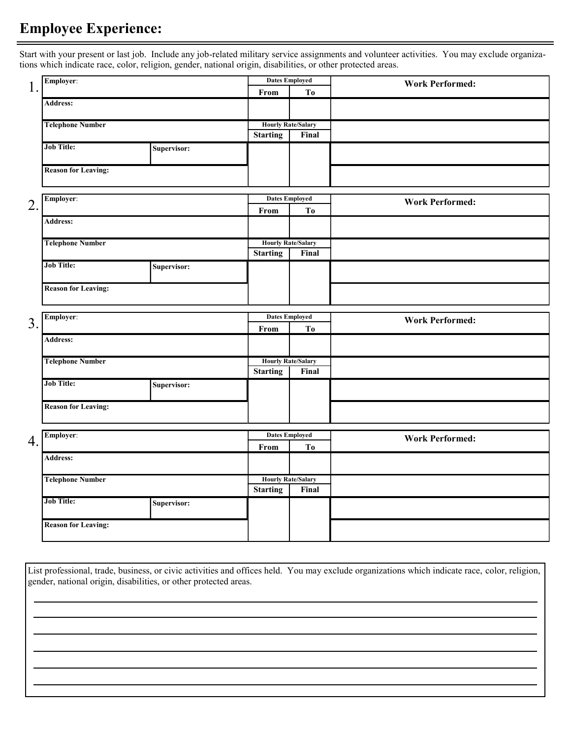# Employee Experience:

Start with your present or last job. Include any job-related military service assignments and volunteer activities. You may exclude organizations which indicate race, color, religion, gender, national origin, disabilities, or other protected areas.

**1.**

| Employer: | | Dates Employed | | Work Performed: |
|---|---|---|---|---|
| | | From | To | |
| Address: | | | | |
| Telephone Number | | Hourly Rate/Salary | | |
| | | Starting | Final | |
| Job Title: | Supervisor: | | | |
| Reason for Leaving: | | | | |

**2.**

| Employer: | | Dates Employed | | Work Performed: |
|---|---|---|---|---|
| | | From | To | |
| Address: | | | | |
| Telephone Number | | Hourly Rate/Salary | | |
| | | Starting | Final | |
| Job Title: | Supervisor: | | | |
| Reason for Leaving: | | | | |

**3.**

| Employer: | | Dates Employed | | Work Performed: |
|---|---|---|---|---|
| | | From | To | |
| Address: | | | | |
| Telephone Number | | Hourly Rate/Salary | | |
| | | Starting | Final | |
| Job Title: | Supervisor: | | | |
| Reason for Leaving: | | | | |

**4.**

| Employer: | | Dates Employed | | Work Performed: |
|---|---|---|---|---|
| | | From | To | |
| Address: | | | | |
| Telephone Number | | Hourly Rate/Salary | | |
| | | Starting | Final | |
| Job Title: | Supervisor: | | | |
| Reason for Leaving: | | | | |

List professional, trade, business, or civic activities and offices held. You may exclude organizations which indicate race, color, religion, gender, national origin, disabilities, or other protected areas.

______________________________________________________________________

______________________________________________________________________

______________________________________________________________________

______________________________________________________________________

______________________________________________________________________

______________________________________________________________________